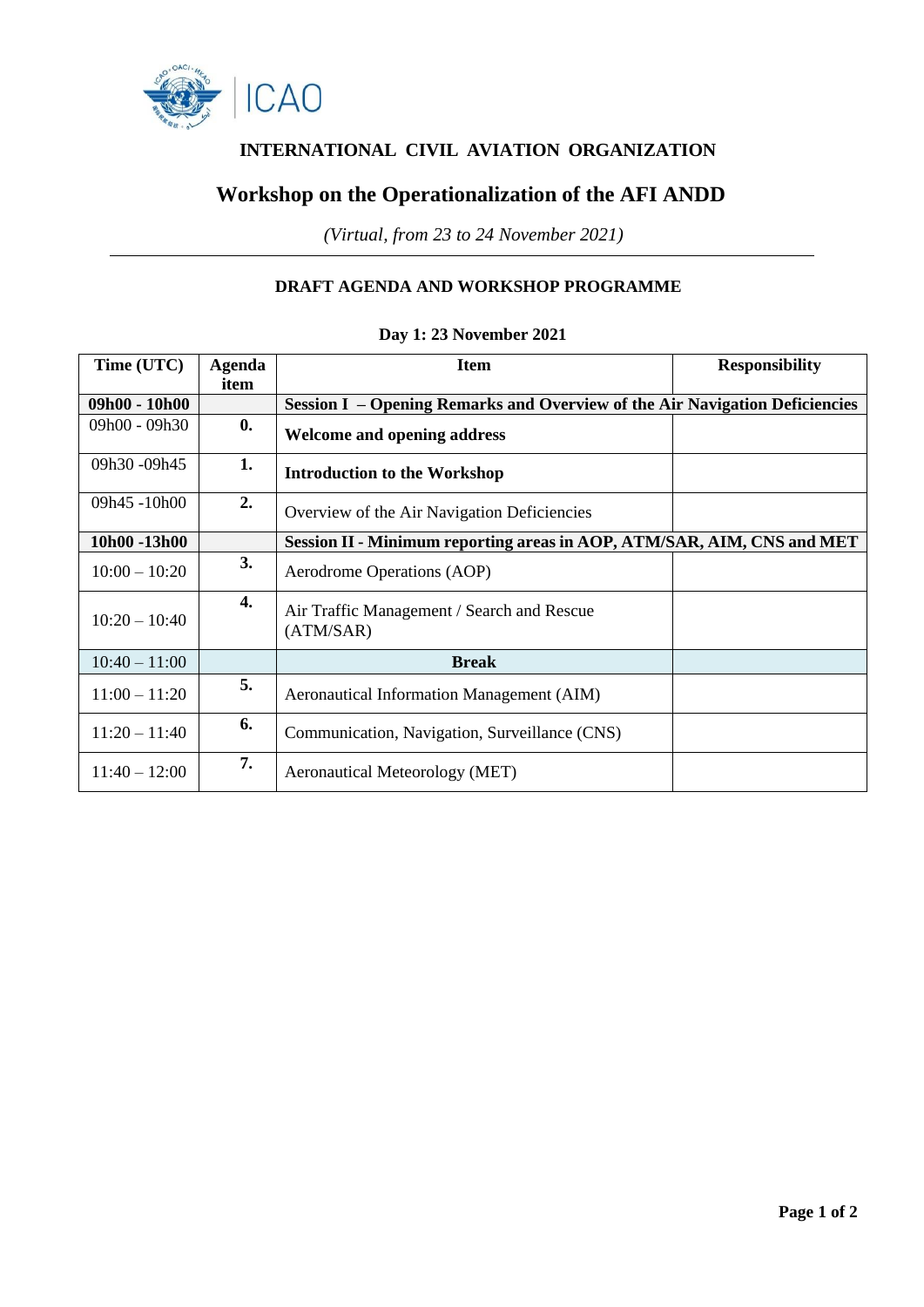# INTERNATIONAL CIVIL AVIATION ORGANIZATION

## Workshop on the Operationalization of the AFI ANDD

*(Virtual, from 23 to 24 November 2021)*

### DRAFT AGENDA AND WORKSHOP PROGRAMME

**Day 1: 23 November 2021**

| Time (UTC) | Agenda item | Item | Responsibility |
|---|---|---|---|
| **09h00 - 10h00** | | **Session I – Opening Remarks and Overview of the Air Navigation Deficiencies** | |
| 09h00 - 09h30 | **0.** | **Welcome and opening address** | |
| 09h30 -09h45 | **1.** | **Introduction to the Workshop** | |
| 09h45 -10h00 | **2.** | Overview of the Air Navigation Deficiencies | |
| **10h00 -13h00** | | **Session II - Minimum reporting areas in AOP, ATM/SAR, AIM, CNS and MET** | |
| 10:00 – 10:20 | **3.** | Aerodrome Operations (AOP) | |
| 10:20 – 10:40 | **4.** | Air Traffic Management / Search and Rescue (ATM/SAR) | |
| 10:40 – 11:00 | | **Break** | |
| 11:00 – 11:20 | **5.** | Aeronautical Information Management (AIM) | |
| 11:20 – 11:40 | **6.** | Communication, Navigation, Surveillance (CNS) | |
| 11:40 – 12:00 | **7.** | Aeronautical Meteorology (MET) | |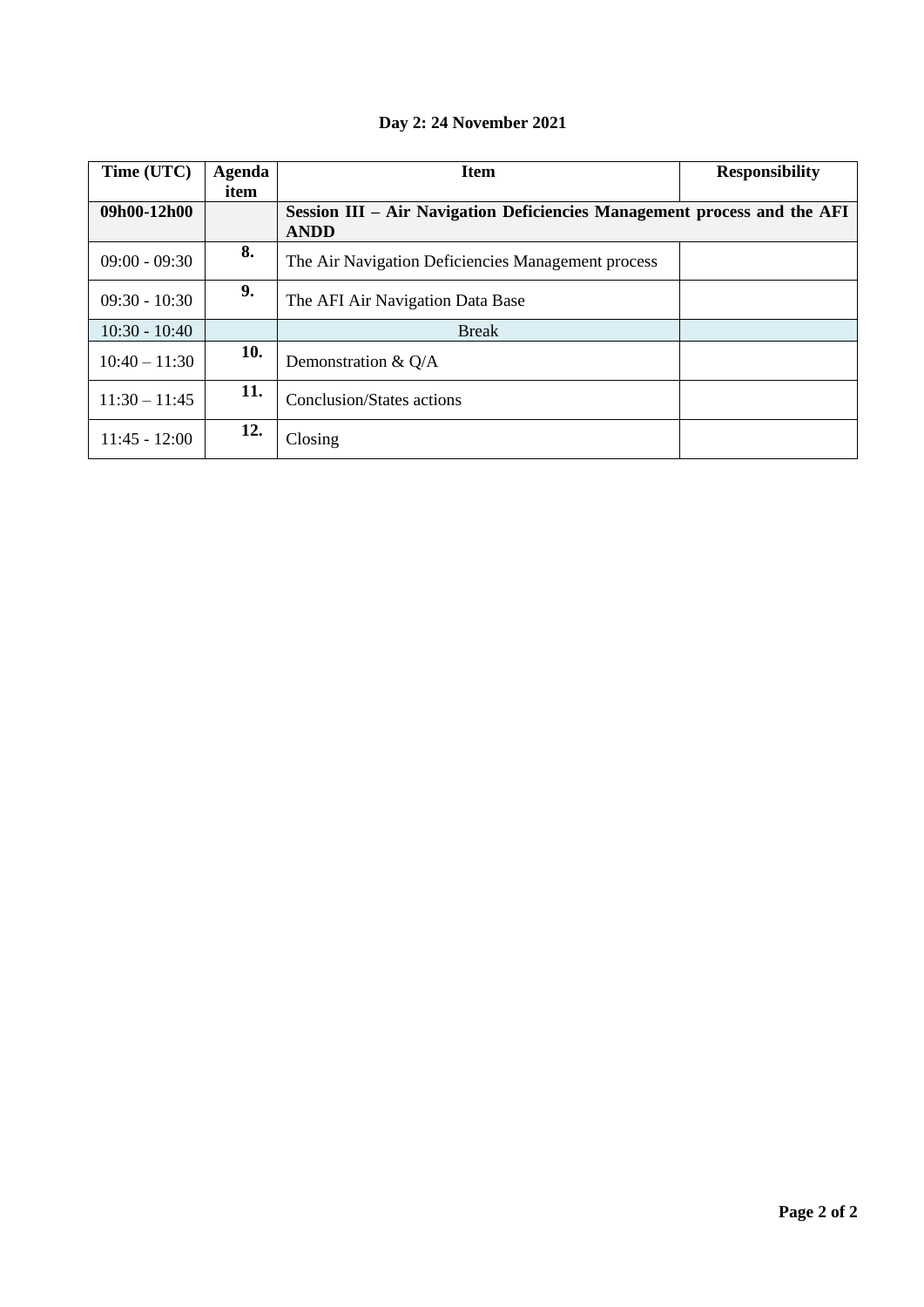**Day 2: 24 November 2021**

| Time (UTC) | Agenda item | Item | Responsibility |
| --- | --- | --- | --- |
| **09h00-12h00** | | **Session III – Air Navigation Deficiencies Management process and the AFI ANDD** | |
| 09:00 - 09:30 | **8.** | The Air Navigation Deficiencies Management process | |
| 09:30 - 10:30 | **9.** | The AFI Air Navigation Data Base | |
| 10:30 - 10:40 | | Break | |
| 10:40 – 11:30 | **10.** | Demonstration & Q/A | |
| 11:30 – 11:45 | **11.** | Conclusion/States actions | |
| 11:45 - 12:00 | **12.** | Closing | |